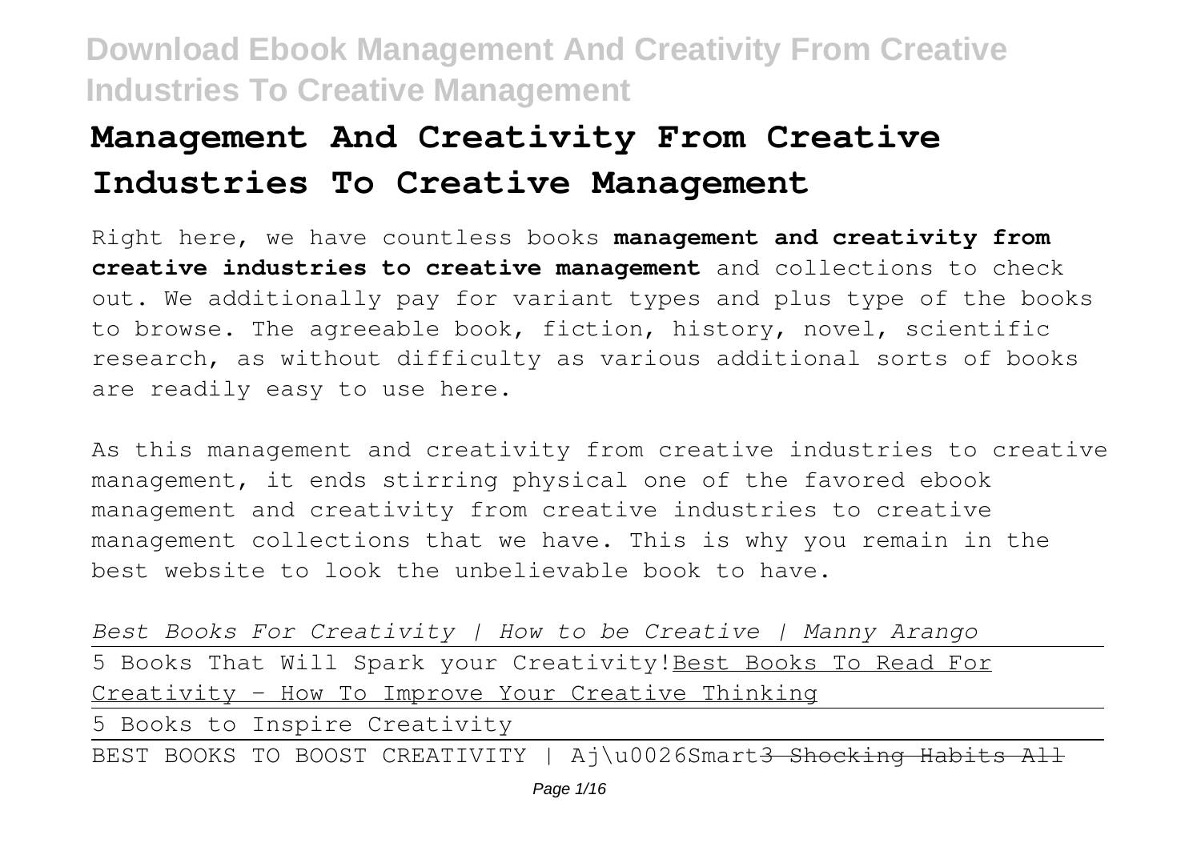# Management And Creativity From Creative Industries To Creative Management

Right here, we have countless books **management and creativity from creative industries to creative management** and collections to check out. We additionally pay for variant types and plus type of the books to browse. The agreeable book, fiction, history, novel, scientific research, as without difficulty as various additional sorts of books are readily easy to use here.

As this management and creativity from creative industries to creative management, it ends stirring physical one of the favored ebook management and creativity from creative industries to creative management collections that we have. This is why you remain in the best website to look the unbelievable book to have.

*Best Books For Creativity | How to be Creative | Manny Arango*

5 Books That Will Spark your Creativity!Best Books To Read For Creativity - How To Improve Your Creative Thinking

5 Books to Inspire Creativity

BEST BOOKS TO BOOST CREATIVITY | Aj\u0026Smart~~3 Shocking Habits All~~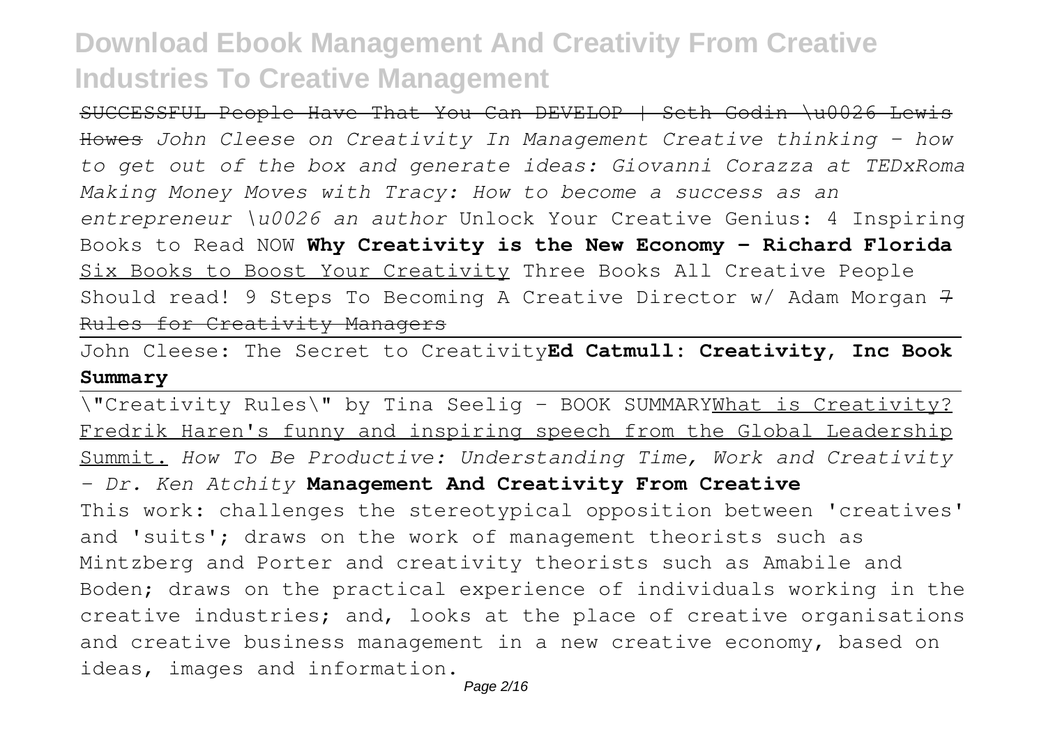SUCCESSFUL People Have That You Can DEVELOP | Seth Godin \u0026 Lewis Howes *John Cleese on Creativity In Management Creative thinking - how to get out of the box and generate ideas: Giovanni Corazza at TEDxRoma Making Money Moves with Tracy: How to become a success as an entrepreneur \u0026 an author* Unlock Your Creative Genius: 4 Inspiring Books to Read NOW **Why Creativity is the New Economy - Richard Florida** Six Books to Boost Your Creativity Three Books All Creative People Should read! 9 Steps To Becoming A Creative Director w/ Adam Morgan 7 Rules for Creativity Managers

John Cleese: The Secret to Creativity **Ed Catmull: Creativity, Inc Book Summary**

\"Creativity Rules\" by Tina Seelig - BOOK SUMMARY What is Creativity? Fredrik Haren's funny and inspiring speech from the Global Leadership Summit. *How To Be Productive: Understanding Time, Work and Creativity - Dr. Ken Atchity* **Management And Creativity From Creative**

This work: challenges the stereotypical opposition between 'creatives' and 'suits'; draws on the work of management theorists such as Mintzberg and Porter and creativity theorists such as Amabile and Boden; draws on the practical experience of individuals working in the creative industries; and, looks at the place of creative organisations and creative business management in a new creative economy, based on ideas, images and information.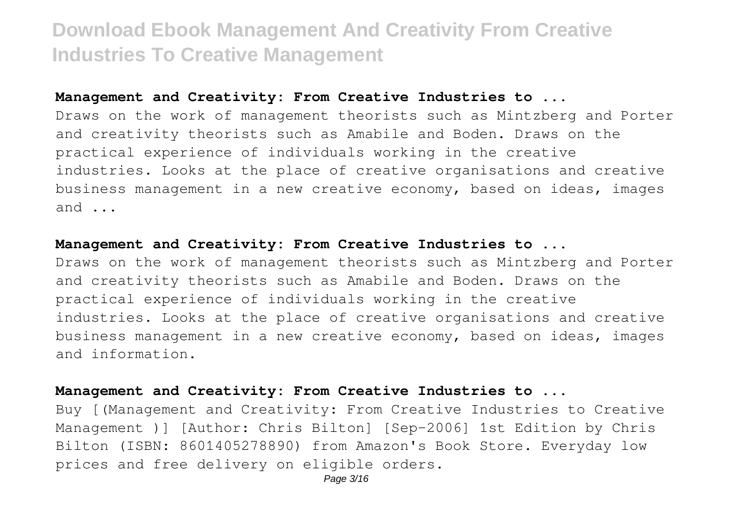### Management and Creativity: From Creative Industries to ...

Draws on the work of management theorists such as Mintzberg and Porter and creativity theorists such as Amabile and Boden. Draws on the practical experience of individuals working in the creative industries. Looks at the place of creative organisations and creative business management in a new creative economy, based on ideas, images and ...

### Management and Creativity: From Creative Industries to ...

Draws on the work of management theorists such as Mintzberg and Porter and creativity theorists such as Amabile and Boden. Draws on the practical experience of individuals working in the creative industries. Looks at the place of creative organisations and creative business management in a new creative economy, based on ideas, images and information.

### Management and Creativity: From Creative Industries to ...

Buy [(Management and Creativity: From Creative Industries to Creative Management )] [Author: Chris Bilton] [Sep-2006] 1st Edition by Chris Bilton (ISBN: 8601405278890) from Amazon's Book Store. Everyday low prices and free delivery on eligible orders.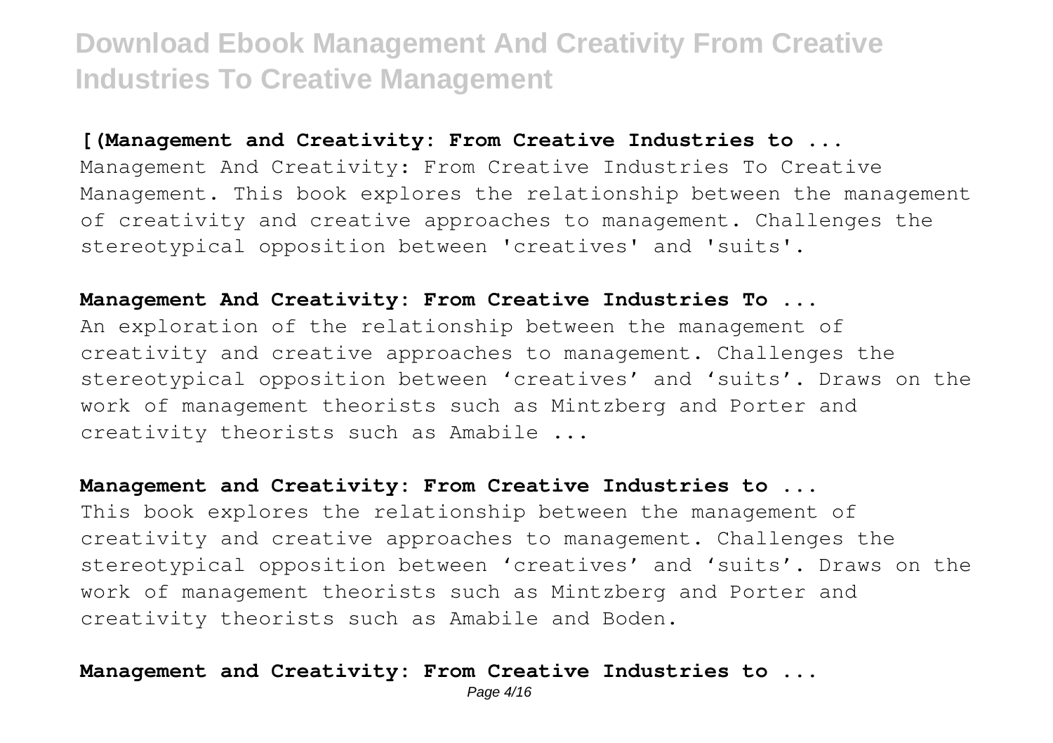# Download Ebook Management And Creativity From Creative Industries To Creative Management

**[(Management and Creativity: From Creative Industries to ...**

Management And Creativity: From Creative Industries To Creative Management. This book explores the relationship between the management of creativity and creative approaches to management. Challenges the stereotypical opposition between 'creatives' and 'suits'.

**Management And Creativity: From Creative Industries To ...**

An exploration of the relationship between the management of creativity and creative approaches to management. Challenges the stereotypical opposition between 'creatives' and 'suits'. Draws on the work of management theorists such as Mintzberg and Porter and creativity theorists such as Amabile ...

**Management and Creativity: From Creative Industries to ...**

This book explores the relationship between the management of creativity and creative approaches to management. Challenges the stereotypical opposition between 'creatives' and 'suits'. Draws on the work of management theorists such as Mintzberg and Porter and creativity theorists such as Amabile and Boden.

**Management and Creativity: From Creative Industries to ...**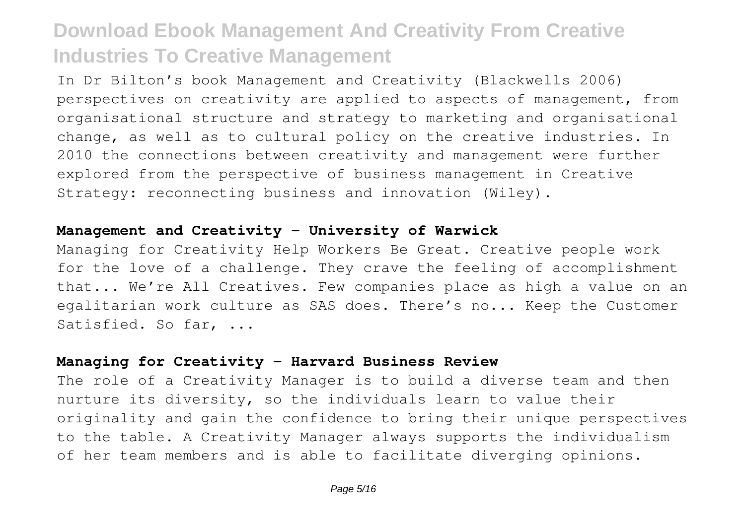In Dr Bilton's book Management and Creativity (Blackwells 2006) perspectives on creativity are applied to aspects of management, from organisational structure and strategy to marketing and organisational change, as well as to cultural policy on the creative industries. In 2010 the connections between creativity and management were further explored from the perspective of business management in Creative Strategy: reconnecting business and innovation (Wiley).

**Management and Creativity - University of Warwick**

Managing for Creativity Help Workers Be Great. Creative people work for the love of a challenge. They crave the feeling of accomplishment that... We're All Creatives. Few companies place as high a value on an egalitarian work culture as SAS does. There's no... Keep the Customer Satisfied. So far, ...

**Managing for Creativity - Harvard Business Review**

The role of a Creativity Manager is to build a diverse team and then nurture its diversity, so the individuals learn to value their originality and gain the confidence to bring their unique perspectives to the table. A Creativity Manager always supports the individualism of her team members and is able to facilitate diverging opinions.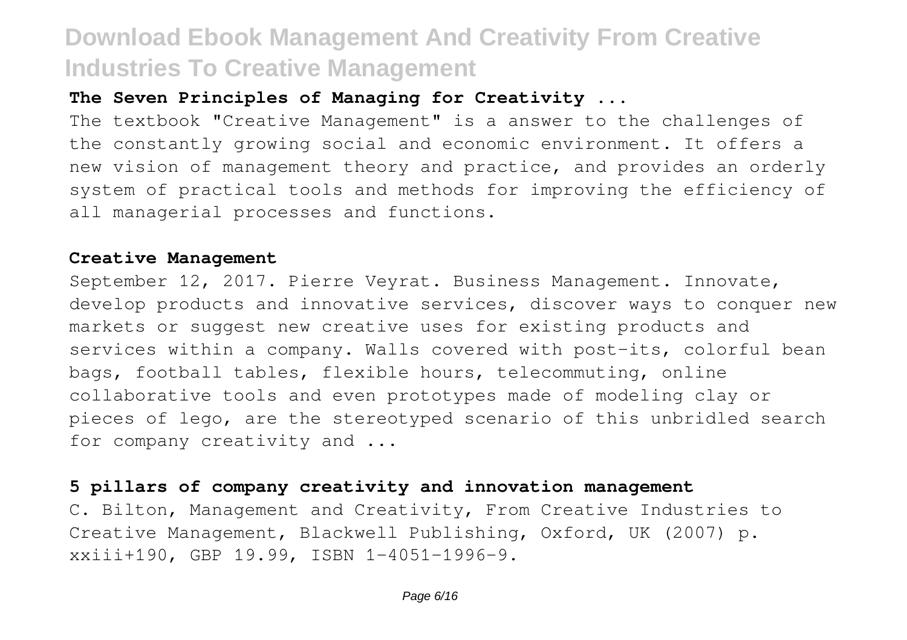### The Seven Principles of Managing for Creativity ...

The textbook "Creative Management" is a answer to the challenges of the constantly growing social and economic environment. It offers a new vision of management theory and practice, and provides an orderly system of practical tools and methods for improving the efficiency of all managerial processes and functions.

### Creative Management

September 12, 2017. Pierre Veyrat. Business Management. Innovate, develop products and innovative services, discover ways to conquer new markets or suggest new creative uses for existing products and services within a company. Walls covered with post-its, colorful bean bags, football tables, flexible hours, telecommuting, online collaborative tools and even prototypes made of modeling clay or pieces of lego, are the stereotyped scenario of this unbridled search for company creativity and ...

### 5 pillars of company creativity and innovation management

C. Bilton, Management and Creativity, From Creative Industries to Creative Management, Blackwell Publishing, Oxford, UK (2007) p. xxiii+190, GBP 19.99, ISBN 1-4051-1996-9.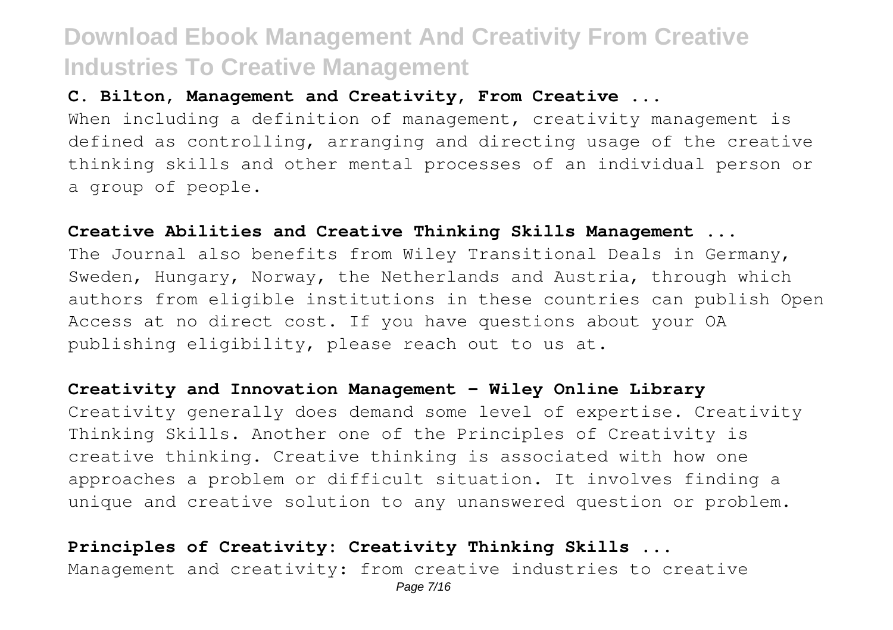**C. Bilton, Management and Creativity, From Creative ...**

When including a definition of management, creativity management is defined as controlling, arranging and directing usage of the creative thinking skills and other mental processes of an individual person or a group of people.

**Creative Abilities and Creative Thinking Skills Management ...**

The Journal also benefits from Wiley Transitional Deals in Germany, Sweden, Hungary, Norway, the Netherlands and Austria, through which authors from eligible institutions in these countries can publish Open Access at no direct cost. If you have questions about your OA publishing eligibility, please reach out to us at.

**Creativity and Innovation Management - Wiley Online Library**

Creativity generally does demand some level of expertise. Creativity Thinking Skills. Another one of the Principles of Creativity is creative thinking. Creative thinking is associated with how one approaches a problem or difficult situation. It involves finding a unique and creative solution to any unanswered question or problem.

**Principles of Creativity: Creativity Thinking Skills ...**

Management and creativity: from creative industries to creative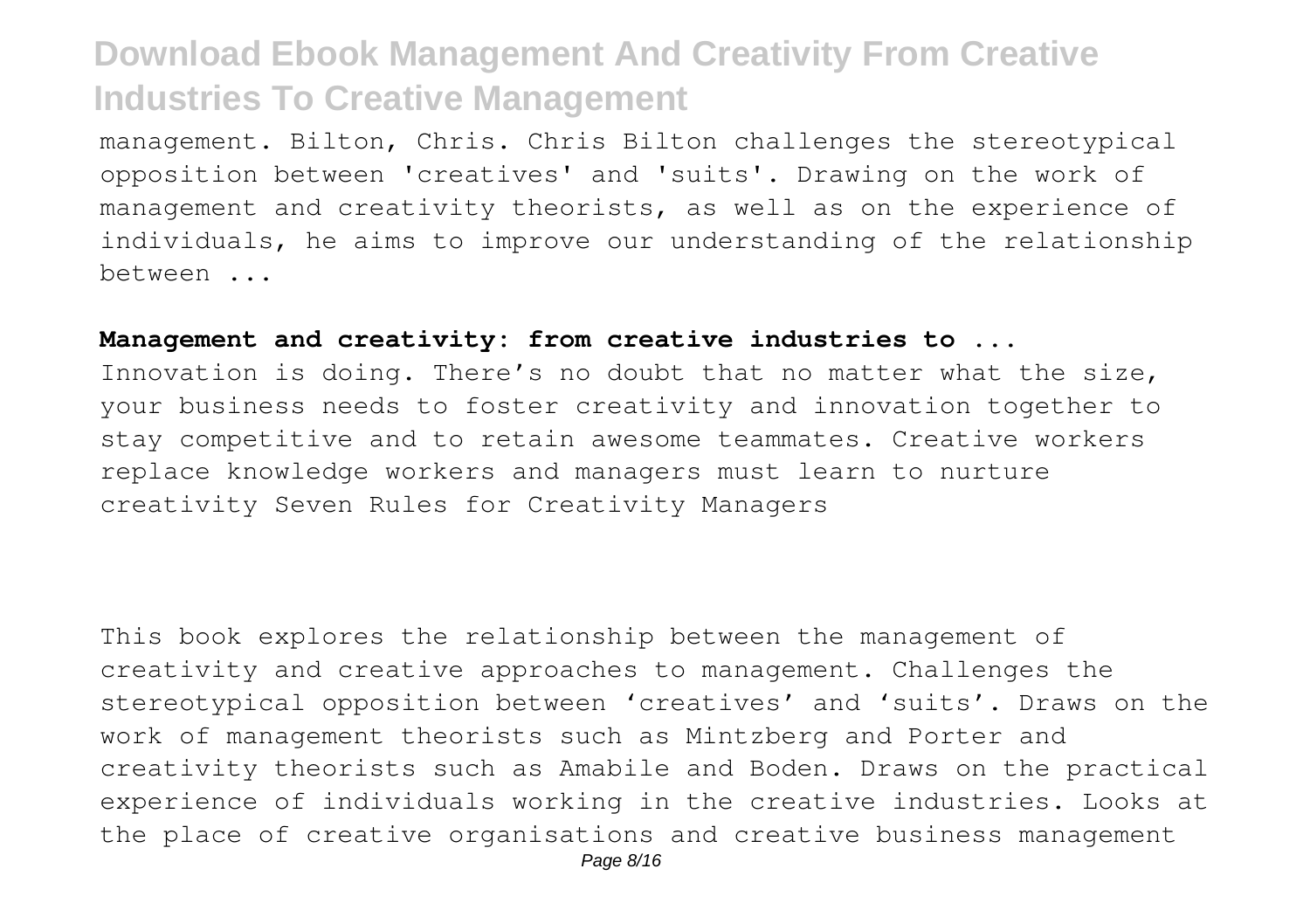management. Bilton, Chris. Chris Bilton challenges the stereotypical opposition between 'creatives' and 'suits'. Drawing on the work of management and creativity theorists, as well as on the experience of individuals, he aims to improve our understanding of the relationship between ...

**Management and creativity: from creative industries to ...**

Innovation is doing. There's no doubt that no matter what the size, your business needs to foster creativity and innovation together to stay competitive and to retain awesome teammates. Creative workers replace knowledge workers and managers must learn to nurture creativity Seven Rules for Creativity Managers

This book explores the relationship between the management of creativity and creative approaches to management. Challenges the stereotypical opposition between 'creatives' and 'suits'. Draws on the work of management theorists such as Mintzberg and Porter and creativity theorists such as Amabile and Boden. Draws on the practical experience of individuals working in the creative industries. Looks at the place of creative organisations and creative business management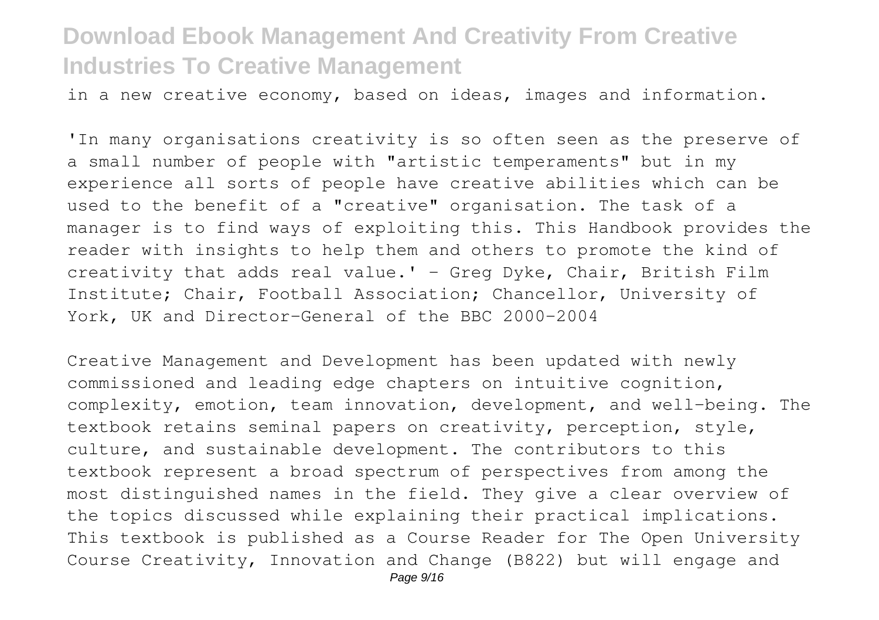in a new creative economy, based on ideas, images and information.

'In many organisations creativity is so often seen as the preserve of a small number of people with "artistic temperaments" but in my experience all sorts of people have creative abilities which can be used to the benefit of a "creative" organisation. The task of a manager is to find ways of exploiting this. This Handbook provides the reader with insights to help them and others to promote the kind of creativity that adds real value.' - Greg Dyke, Chair, British Film Institute; Chair, Football Association; Chancellor, University of York, UK and Director-General of the BBC 2000-2004

Creative Management and Development has been updated with newly commissioned and leading edge chapters on intuitive cognition, complexity, emotion, team innovation, development, and well-being. The textbook retains seminal papers on creativity, perception, style, culture, and sustainable development. The contributors to this textbook represent a broad spectrum of perspectives from among the most distinguished names in the field. They give a clear overview of the topics discussed while explaining their practical implications. This textbook is published as a Course Reader for The Open University Course Creativity, Innovation and Change (B822) but will engage and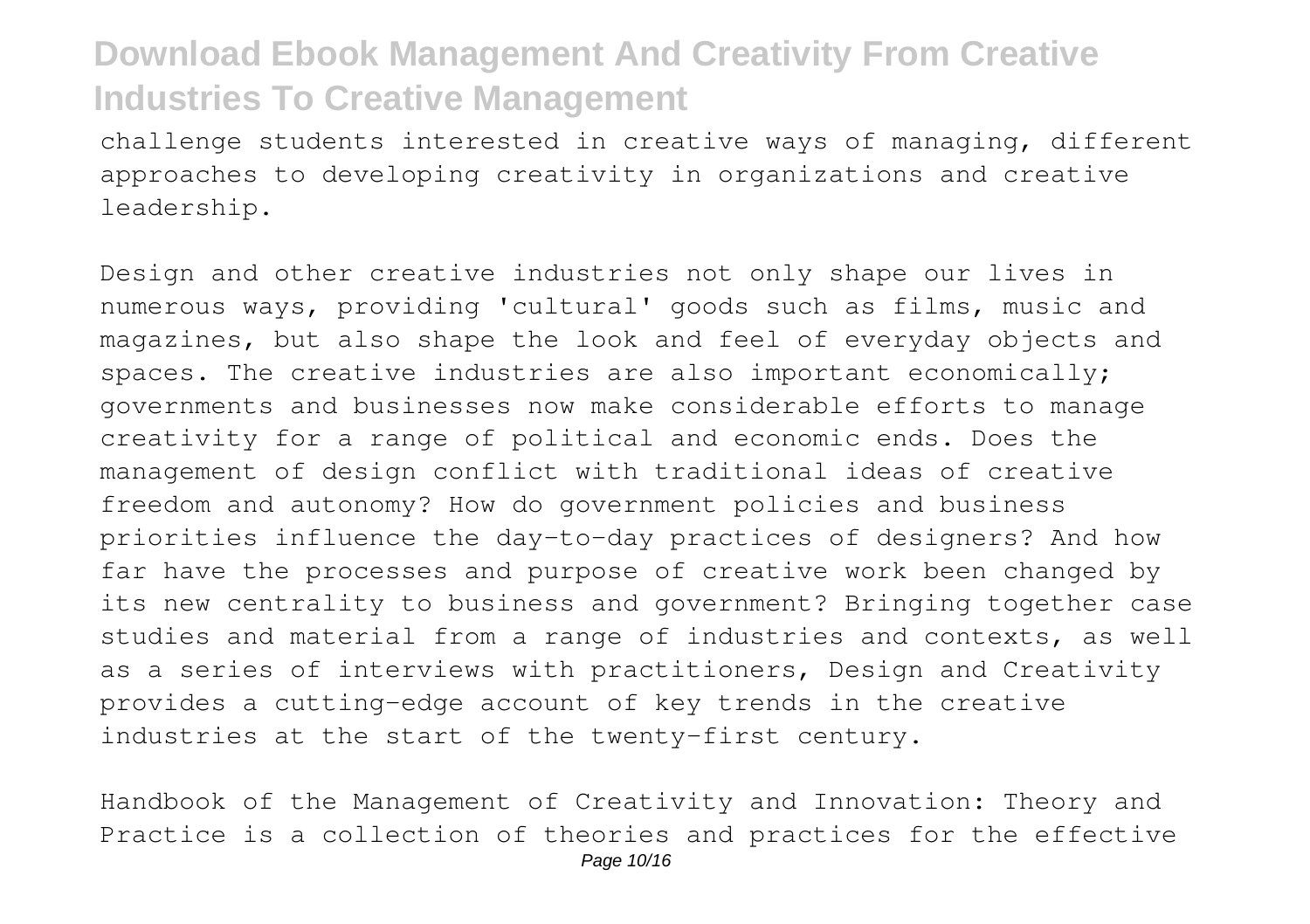challenge students interested in creative ways of managing, different approaches to developing creativity in organizations and creative leadership.

Design and other creative industries not only shape our lives in numerous ways, providing 'cultural' goods such as films, music and magazines, but also shape the look and feel of everyday objects and spaces. The creative industries are also important economically; governments and businesses now make considerable efforts to manage creativity for a range of political and economic ends. Does the management of design conflict with traditional ideas of creative freedom and autonomy? How do government policies and business priorities influence the day-to-day practices of designers? And how far have the processes and purpose of creative work been changed by its new centrality to business and government? Bringing together case studies and material from a range of industries and contexts, as well as a series of interviews with practitioners, Design and Creativity provides a cutting-edge account of key trends in the creative industries at the start of the twenty-first century.

Handbook of the Management of Creativity and Innovation: Theory and Practice is a collection of theories and practices for the effective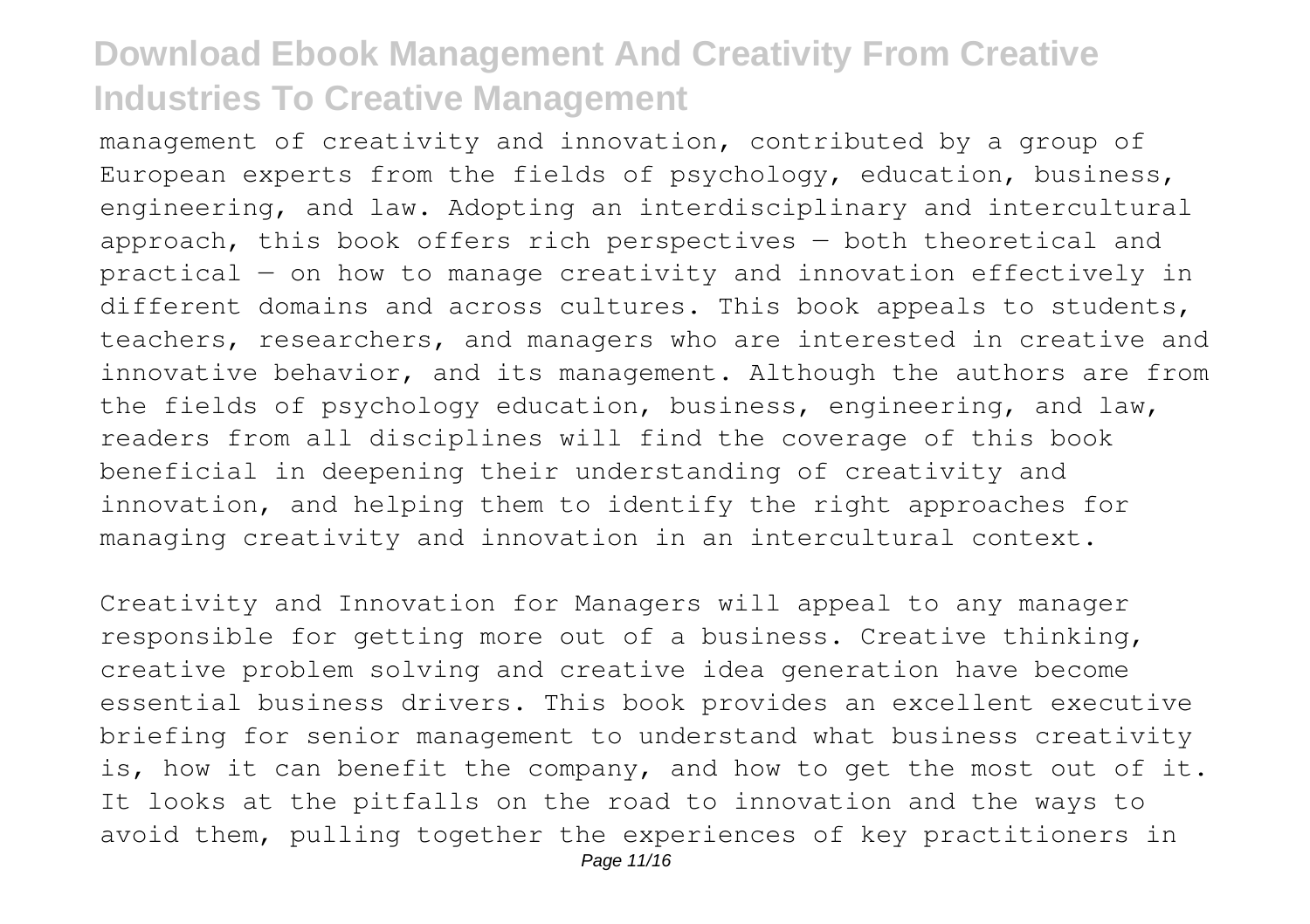management of creativity and innovation, contributed by a group of European experts from the fields of psychology, education, business, engineering, and law. Adopting an interdisciplinary and intercultural approach, this book offers rich perspectives — both theoretical and practical — on how to manage creativity and innovation effectively in different domains and across cultures. This book appeals to students, teachers, researchers, and managers who are interested in creative and innovative behavior, and its management. Although the authors are from the fields of psychology education, business, engineering, and law, readers from all disciplines will find the coverage of this book beneficial in deepening their understanding of creativity and innovation, and helping them to identify the right approaches for managing creativity and innovation in an intercultural context.

Creativity and Innovation for Managers will appeal to any manager responsible for getting more out of a business. Creative thinking, creative problem solving and creative idea generation have become essential business drivers. This book provides an excellent executive briefing for senior management to understand what business creativity is, how it can benefit the company, and how to get the most out of it. It looks at the pitfalls on the road to innovation and the ways to avoid them, pulling together the experiences of key practitioners in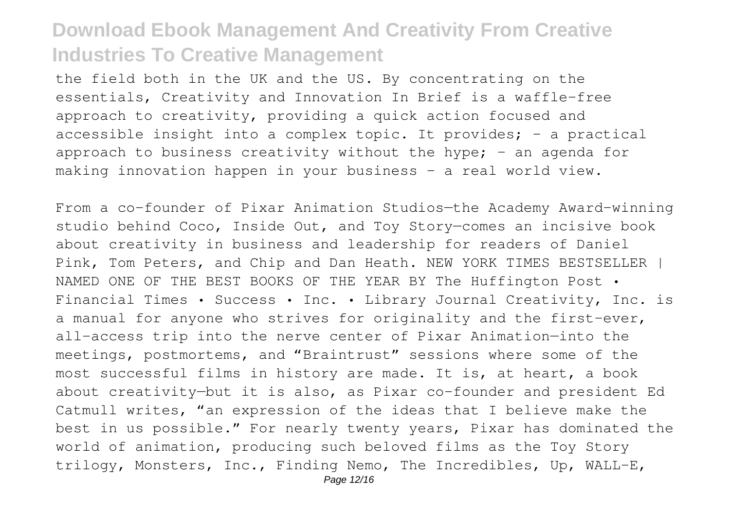the field both in the UK and the US. By concentrating on the essentials, Creativity and Innovation In Brief is a waffle-free approach to creativity, providing a quick action focused and accessible insight into a complex topic. It provides; - a practical approach to business creativity without the hype; - an agenda for making innovation happen in your business - a real world view.

From a co-founder of Pixar Animation Studios—the Academy Award–winning studio behind Coco, Inside Out, and Toy Story—comes an incisive book about creativity in business and leadership for readers of Daniel Pink, Tom Peters, and Chip and Dan Heath. NEW YORK TIMES BESTSELLER | NAMED ONE OF THE BEST BOOKS OF THE YEAR BY The Huffington Post • Financial Times • Success • Inc. • Library Journal Creativity, Inc. is a manual for anyone who strives for originality and the first-ever, all-access trip into the nerve center of Pixar Animation—into the meetings, postmortems, and "Braintrust" sessions where some of the most successful films in history are made. It is, at heart, a book about creativity—but it is also, as Pixar co-founder and president Ed Catmull writes, "an expression of the ideas that I believe make the best in us possible." For nearly twenty years, Pixar has dominated the world of animation, producing such beloved films as the Toy Story trilogy, Monsters, Inc., Finding Nemo, The Incredibles, Up, WALL-E,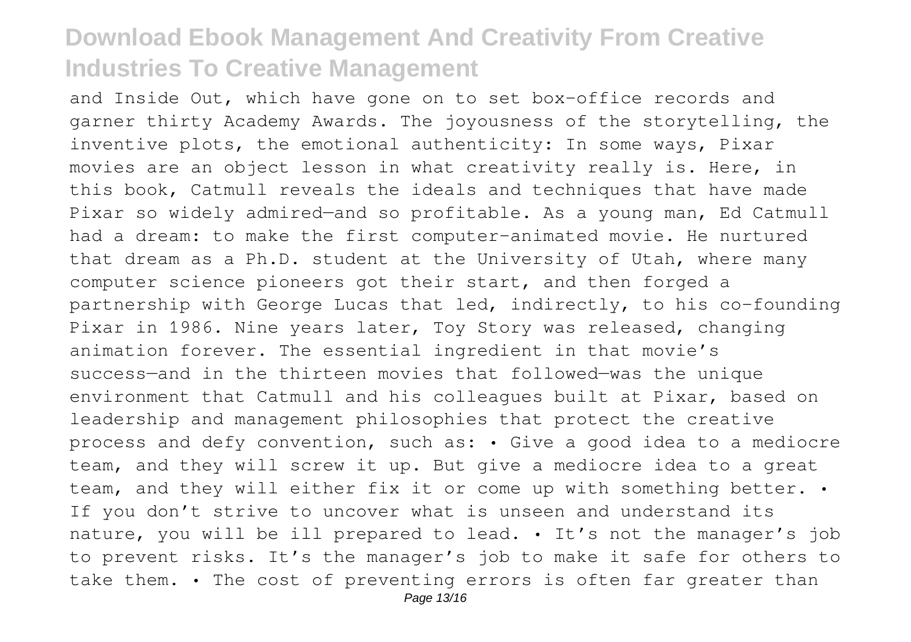and Inside Out, which have gone on to set box-office records and garner thirty Academy Awards. The joyousness of the storytelling, the inventive plots, the emotional authenticity: In some ways, Pixar movies are an object lesson in what creativity really is. Here, in this book, Catmull reveals the ideals and techniques that have made Pixar so widely admired—and so profitable. As a young man, Ed Catmull had a dream: to make the first computer-animated movie. He nurtured that dream as a Ph.D. student at the University of Utah, where many computer science pioneers got their start, and then forged a partnership with George Lucas that led, indirectly, to his co-founding Pixar in 1986. Nine years later, Toy Story was released, changing animation forever. The essential ingredient in that movie's success—and in the thirteen movies that followed—was the unique environment that Catmull and his colleagues built at Pixar, based on leadership and management philosophies that protect the creative process and defy convention, such as: • Give a good idea to a mediocre team, and they will screw it up. But give a mediocre idea to a great team, and they will either fix it or come up with something better. • If you don't strive to uncover what is unseen and understand its nature, you will be ill prepared to lead. • It's not the manager's job to prevent risks. It's the manager's job to make it safe for others to take them. • The cost of preventing errors is often far greater than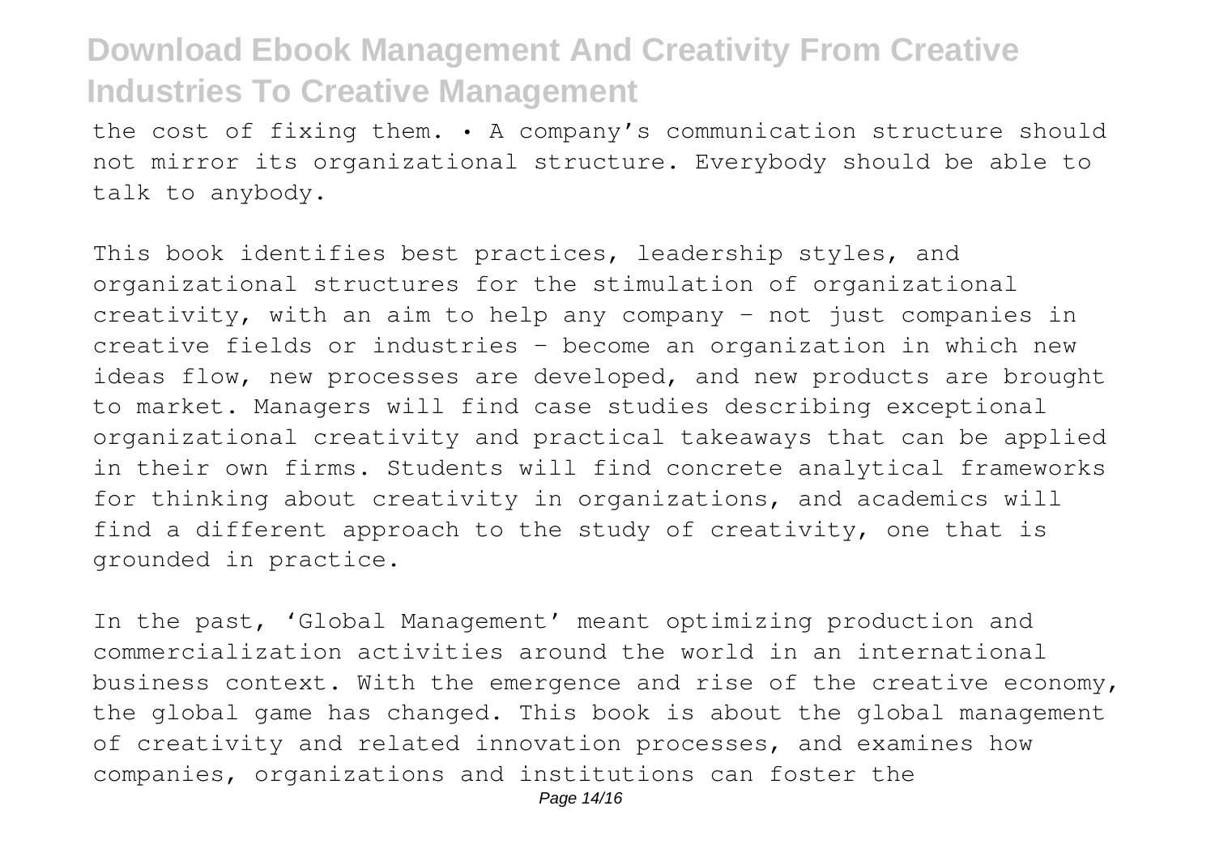the cost of fixing them. • A company's communication structure should not mirror its organizational structure. Everybody should be able to talk to anybody.

This book identifies best practices, leadership styles, and organizational structures for the stimulation of organizational creativity, with an aim to help any company – not just companies in creative fields or industries – become an organization in which new ideas flow, new processes are developed, and new products are brought to market. Managers will find case studies describing exceptional organizational creativity and practical takeaways that can be applied in their own firms. Students will find concrete analytical frameworks for thinking about creativity in organizations, and academics will find a different approach to the study of creativity, one that is grounded in practice.

In the past, 'Global Management' meant optimizing production and commercialization activities around the world in an international business context. With the emergence and rise of the creative economy, the global game has changed. This book is about the global management of creativity and related innovation processes, and examines how companies, organizations and institutions can foster the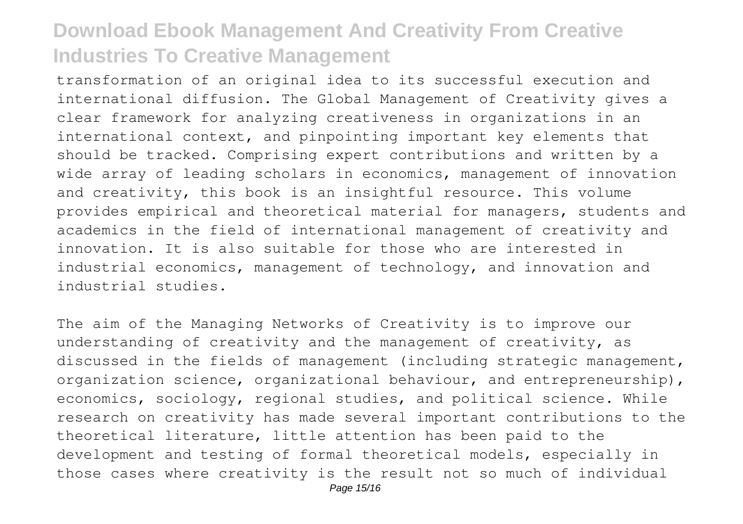transformation of an original idea to its successful execution and international diffusion. The Global Management of Creativity gives a clear framework for analyzing creativeness in organizations in an international context, and pinpointing important key elements that should be tracked. Comprising expert contributions and written by a wide array of leading scholars in economics, management of innovation and creativity, this book is an insightful resource. This volume provides empirical and theoretical material for managers, students and academics in the field of international management of creativity and innovation. It is also suitable for those who are interested in industrial economics, management of technology, and innovation and industrial studies.

The aim of the Managing Networks of Creativity is to improve our understanding of creativity and the management of creativity, as discussed in the fields of management (including strategic management, organization science, organizational behaviour, and entrepreneurship), economics, sociology, regional studies, and political science. While research on creativity has made several important contributions to the theoretical literature, little attention has been paid to the development and testing of formal theoretical models, especially in those cases where creativity is the result not so much of individual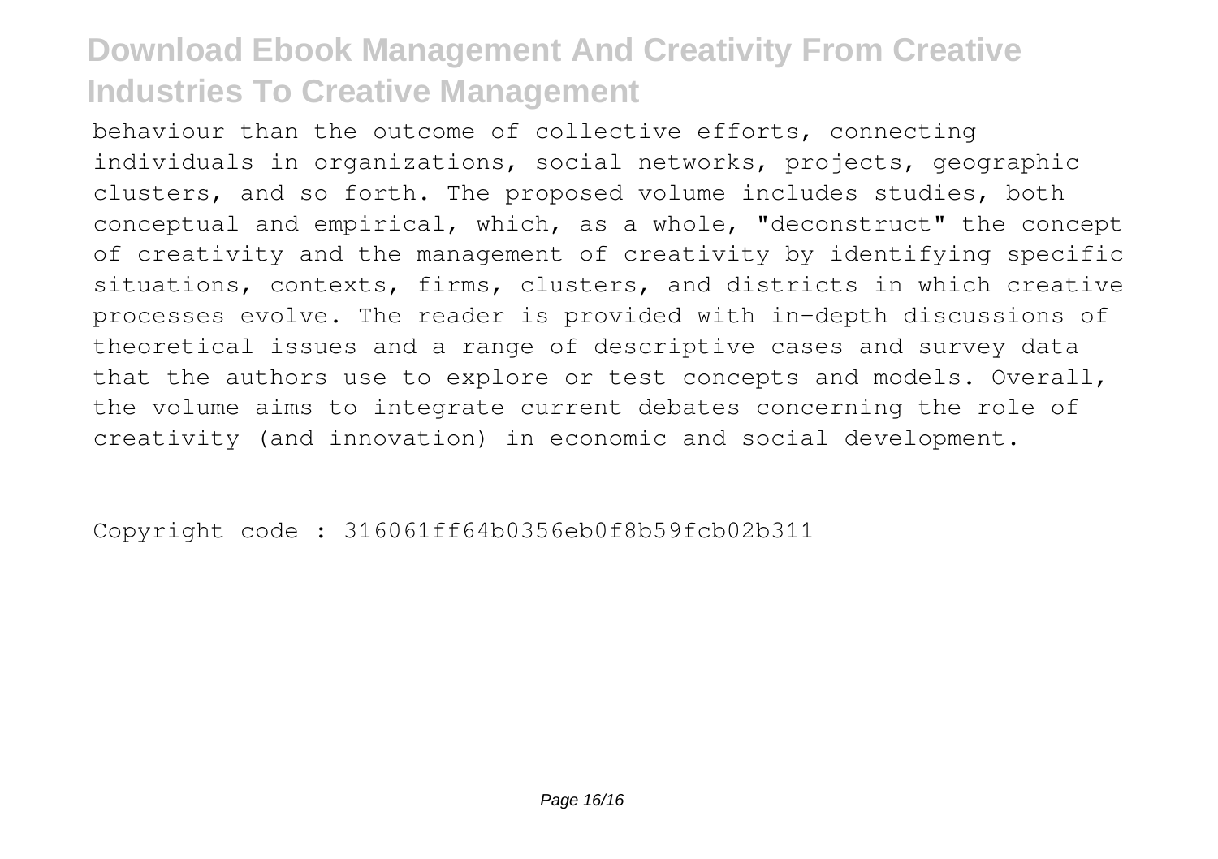behaviour than the outcome of collective efforts, connecting individuals in organizations, social networks, projects, geographic clusters, and so forth. The proposed volume includes studies, both conceptual and empirical, which, as a whole, "deconstruct" the concept of creativity and the management of creativity by identifying specific situations, contexts, firms, clusters, and districts in which creative processes evolve. The reader is provided with in-depth discussions of theoretical issues and a range of descriptive cases and survey data that the authors use to explore or test concepts and models. Overall, the volume aims to integrate current debates concerning the role of creativity (and innovation) in economic and social development.

Copyright code : 316061ff64b0356eb0f8b59fcb02b311